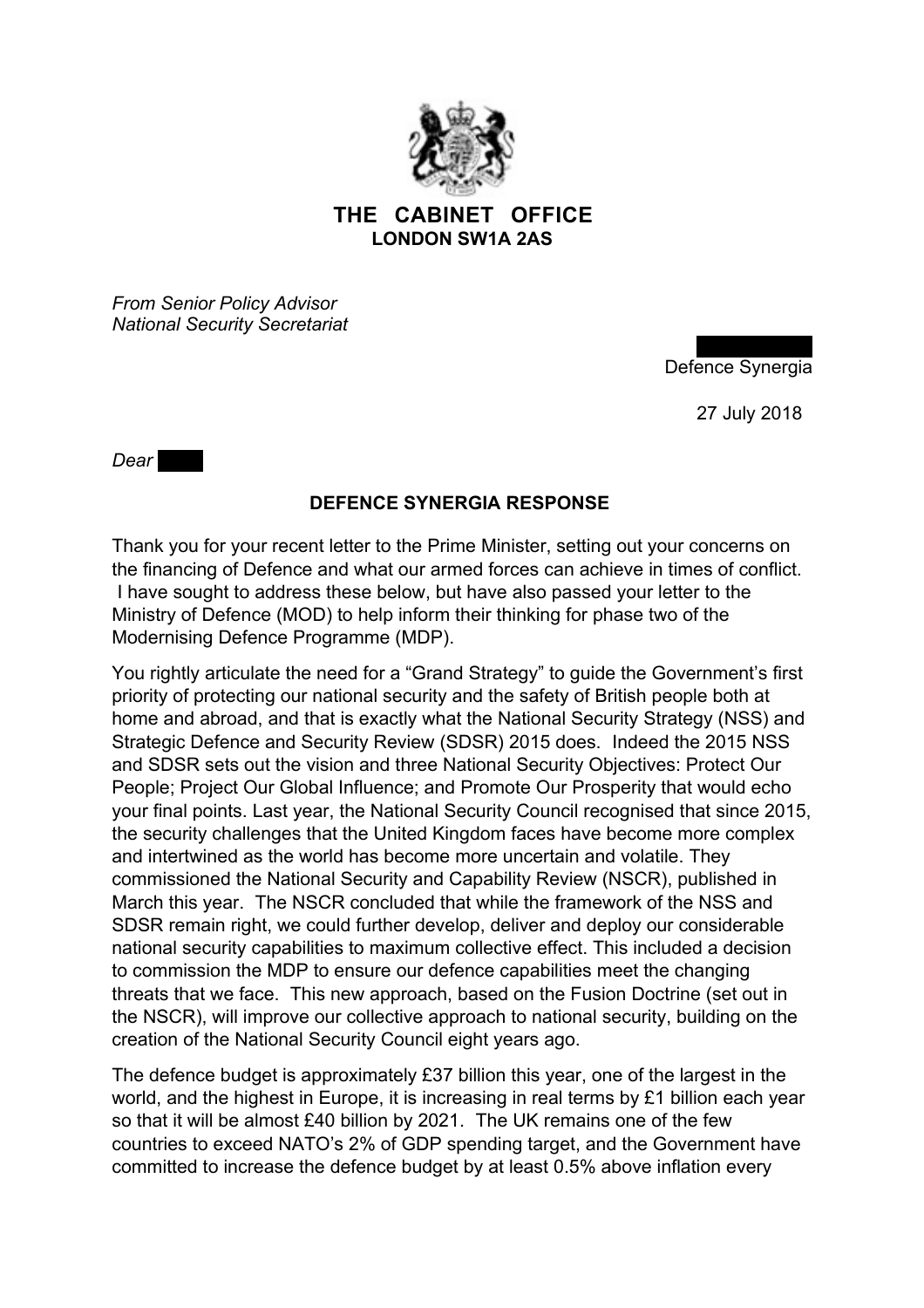# THE CABINET OFFICE

**LONDON SW1A 2AS**

*From Senior Policy Advisor*
*National Security Secretariat*

Defence Synergia

27 July 2018

*Dear*

**DEFENCE SYNERGIA RESPONSE**

Thank you for your recent letter to the Prime Minister, setting out your concerns on the financing of Defence and what our armed forces can achieve in times of conflict. I have sought to address these below, but have also passed your letter to the Ministry of Defence (MOD) to help inform their thinking for phase two of the Modernising Defence Programme (MDP).

You rightly articulate the need for a "Grand Strategy" to guide the Government's first priority of protecting our national security and the safety of British people both at home and abroad, and that is exactly what the National Security Strategy (NSS) and Strategic Defence and Security Review (SDSR) 2015 does. Indeed the 2015 NSS and SDSR sets out the vision and three National Security Objectives: Protect Our People; Project Our Global Influence; and Promote Our Prosperity that would echo your final points. Last year, the National Security Council recognised that since 2015, the security challenges that the United Kingdom faces have become more complex and intertwined as the world has become more uncertain and volatile. They commissioned the National Security and Capability Review (NSCR), published in March this year. The NSCR concluded that while the framework of the NSS and SDSR remain right, we could further develop, deliver and deploy our considerable national security capabilities to maximum collective effect. This included a decision to commission the MDP to ensure our defence capabilities meet the changing threats that we face. This new approach, based on the Fusion Doctrine (set out in the NSCR), will improve our collective approach to national security, building on the creation of the National Security Council eight years ago.

The defence budget is approximately £37 billion this year, one of the largest in the world, and the highest in Europe, it is increasing in real terms by £1 billion each year so that it will be almost £40 billion by 2021. The UK remains one of the few countries to exceed NATO's 2% of GDP spending target, and the Government have committed to increase the defence budget by at least 0.5% above inflation every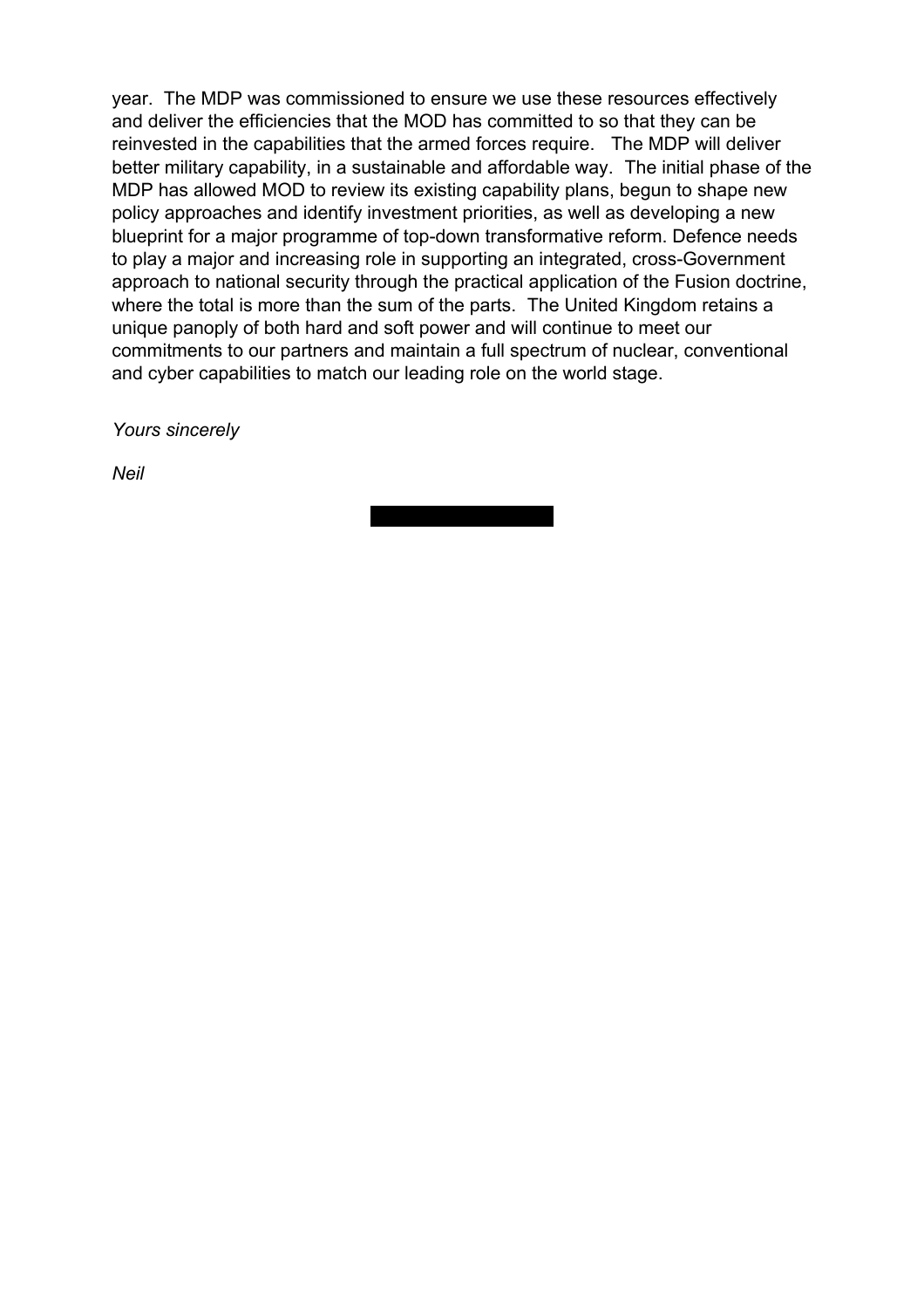year. The MDP was commissioned to ensure we use these resources effectively and deliver the efficiencies that the MOD has committed to so that they can be reinvested in the capabilities that the armed forces require. The MDP will deliver better military capability, in a sustainable and affordable way. The initial phase of the MDP has allowed MOD to review its existing capability plans, begun to shape new policy approaches and identify investment priorities, as well as developing a new blueprint for a major programme of top-down transformative reform. Defence needs to play a major and increasing role in supporting an integrated, cross-Government approach to national security through the practical application of the Fusion doctrine, where the total is more than the sum of the parts. The United Kingdom retains a unique panoply of both hard and soft power and will continue to meet our commitments to our partners and maintain a full spectrum of nuclear, conventional and cyber capabilities to match our leading role on the world stage.

*Yours sincerely*

*Neil*